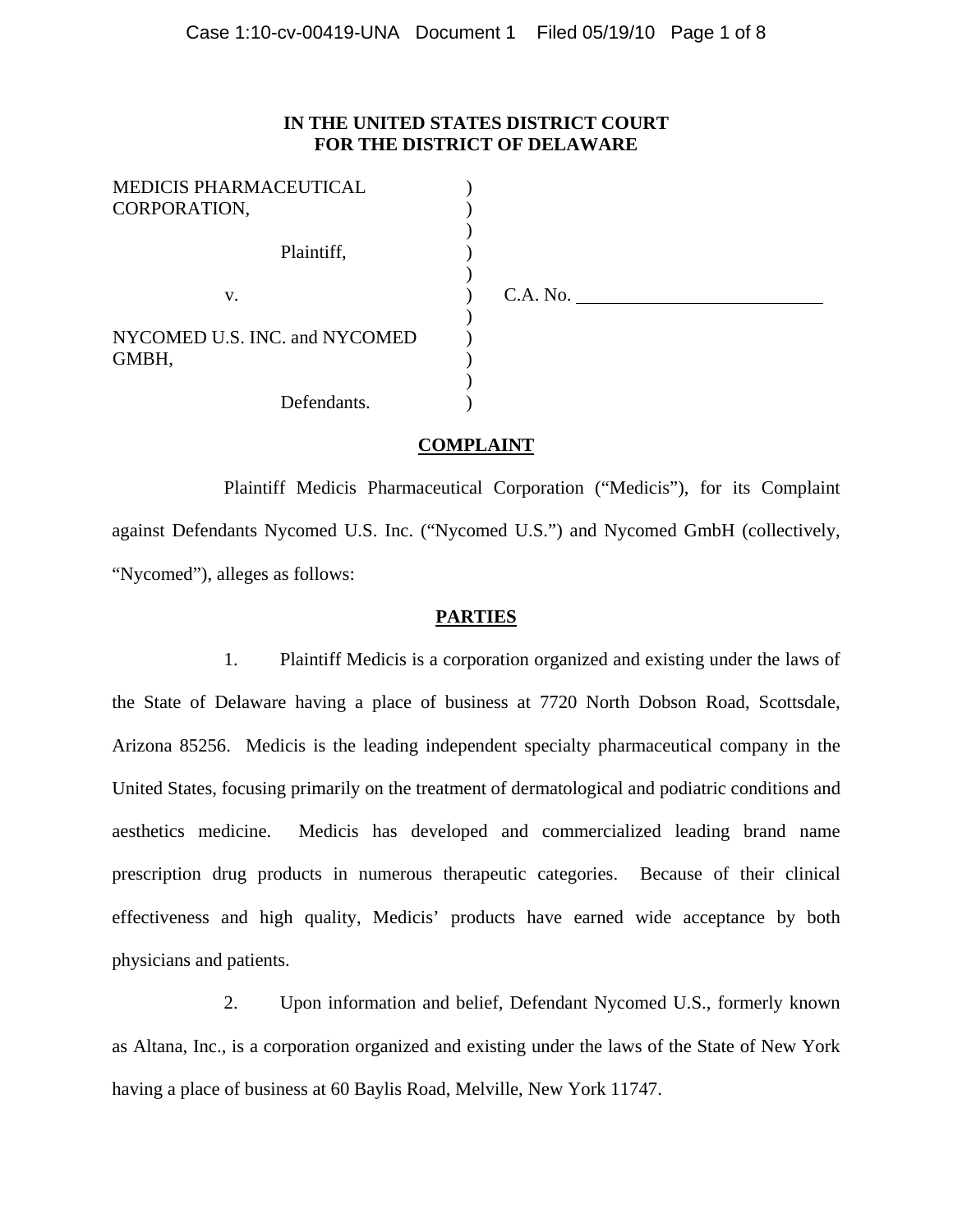**IN THE UNITED STATES DISTRICT COURT
FOR THE DISTRICT OF DELAWARE**

| | | |
|---|---|---|
| MEDICIS PHARMACEUTICAL CORPORATION, | ) | |
| Plaintiff, | ) | |
| v. | ) | C.A. No. ____________ |
| NYCOMED U.S. INC. and NYCOMED GMBH, | ) | |
| Defendants. | ) | |

## COMPLAINT

Plaintiff Medicis Pharmaceutical Corporation ("Medicis"), for its Complaint against Defendants Nycomed U.S. Inc. ("Nycomed U.S.") and Nycomed GmbH (collectively, "Nycomed"), alleges as follows:

## PARTIES

1. Plaintiff Medicis is a corporation organized and existing under the laws of the State of Delaware having a place of business at 7720 North Dobson Road, Scottsdale, Arizona 85256. Medicis is the leading independent specialty pharmaceutical company in the United States, focusing primarily on the treatment of dermatological and podiatric conditions and aesthetics medicine. Medicis has developed and commercialized leading brand name prescription drug products in numerous therapeutic categories. Because of their clinical effectiveness and high quality, Medicis' products have earned wide acceptance by both physicians and patients.

2. Upon information and belief, Defendant Nycomed U.S., formerly known as Altana, Inc., is a corporation organized and existing under the laws of the State of New York having a place of business at 60 Baylis Road, Melville, New York 11747.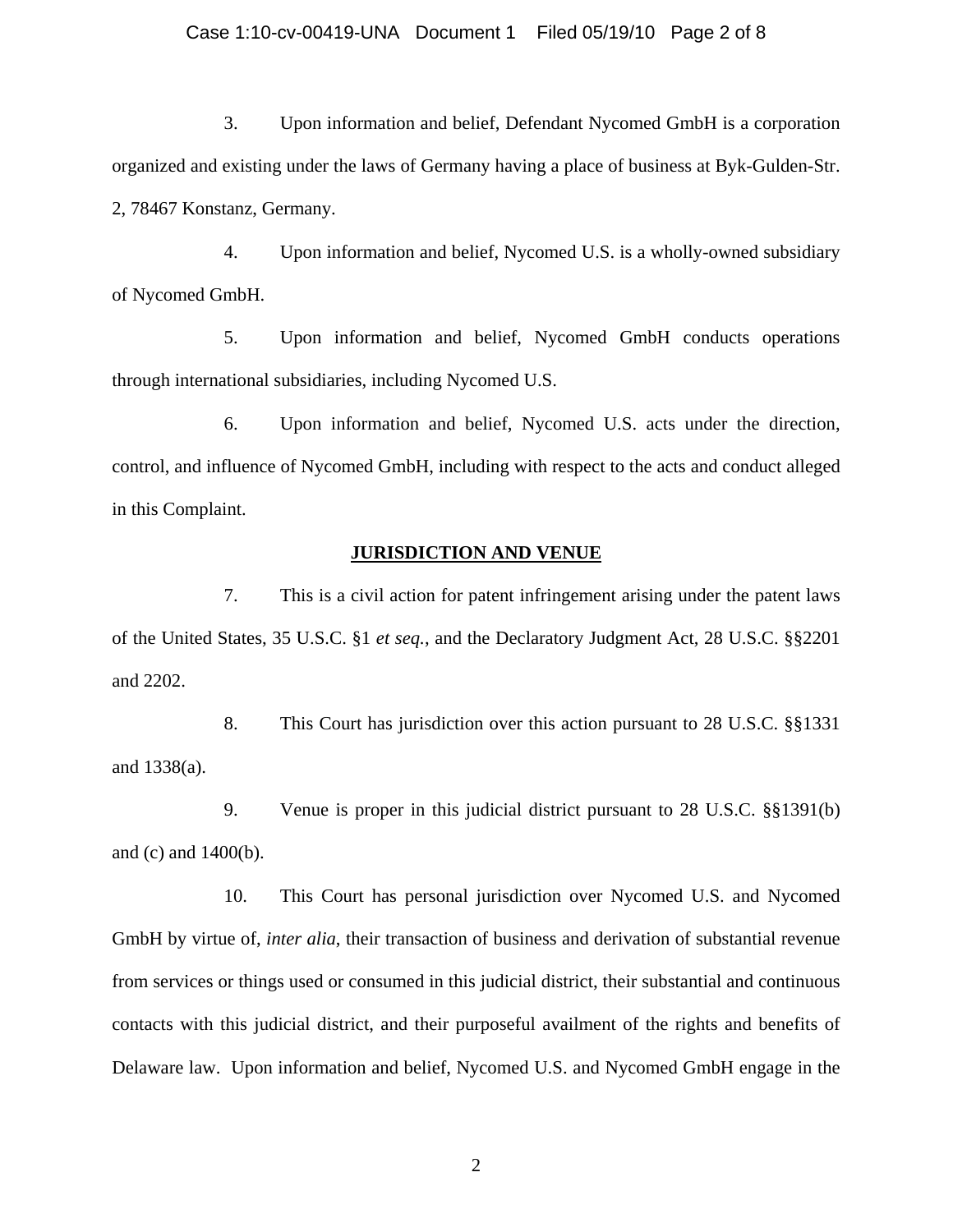3. Upon information and belief, Defendant Nycomed GmbH is a corporation organized and existing under the laws of Germany having a place of business at Byk-Gulden-Str. 2, 78467 Konstanz, Germany.

4. Upon information and belief, Nycomed U.S. is a wholly-owned subsidiary of Nycomed GmbH.

5. Upon information and belief, Nycomed GmbH conducts operations through international subsidiaries, including Nycomed U.S.

6. Upon information and belief, Nycomed U.S. acts under the direction, control, and influence of Nycomed GmbH, including with respect to the acts and conduct alleged in this Complaint.

## JURISDICTION AND VENUE

7. This is a civil action for patent infringement arising under the patent laws of the United States, 35 U.S.C. §1 *et seq.*, and the Declaratory Judgment Act, 28 U.S.C. §§2201 and 2202.

8. This Court has jurisdiction over this action pursuant to 28 U.S.C. §§1331 and 1338(a).

9. Venue is proper in this judicial district pursuant to 28 U.S.C. §§1391(b) and (c) and 1400(b).

10. This Court has personal jurisdiction over Nycomed U.S. and Nycomed GmbH by virtue of, *inter alia*, their transaction of business and derivation of substantial revenue from services or things used or consumed in this judicial district, their substantial and continuous contacts with this judicial district, and their purposeful availment of the rights and benefits of Delaware law. Upon information and belief, Nycomed U.S. and Nycomed GmbH engage in the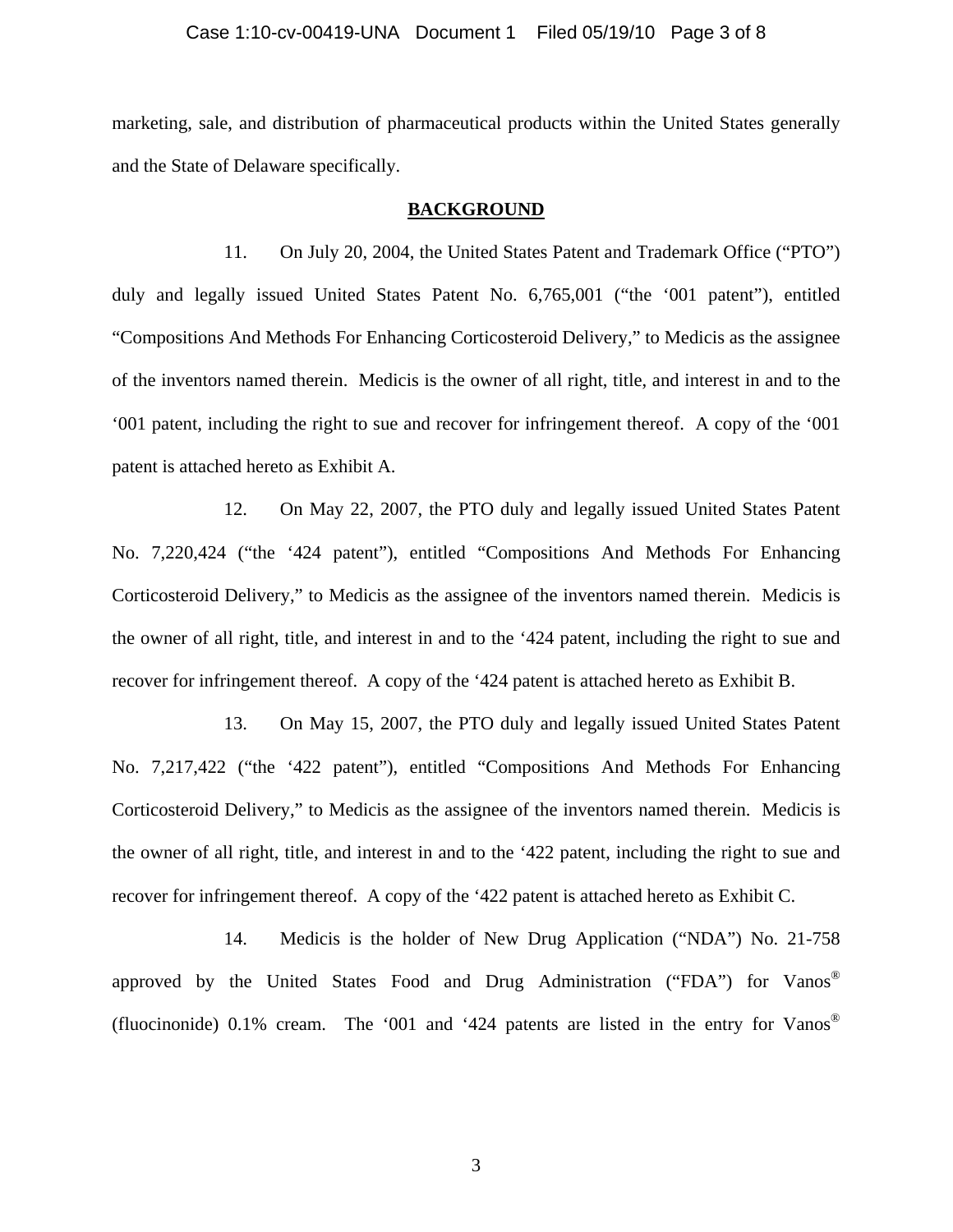marketing, sale, and distribution of pharmaceutical products within the United States generally and the State of Delaware specifically.

## BACKGROUND

11. On July 20, 2004, the United States Patent and Trademark Office ("PTO") duly and legally issued United States Patent No. 6,765,001 ("the '001 patent"), entitled "Compositions And Methods For Enhancing Corticosteroid Delivery," to Medicis as the assignee of the inventors named therein. Medicis is the owner of all right, title, and interest in and to the '001 patent, including the right to sue and recover for infringement thereof. A copy of the '001 patent is attached hereto as Exhibit A.

12. On May 22, 2007, the PTO duly and legally issued United States Patent No. 7,220,424 ("the '424 patent"), entitled "Compositions And Methods For Enhancing Corticosteroid Delivery," to Medicis as the assignee of the inventors named therein. Medicis is the owner of all right, title, and interest in and to the '424 patent, including the right to sue and recover for infringement thereof. A copy of the '424 patent is attached hereto as Exhibit B.

13. On May 15, 2007, the PTO duly and legally issued United States Patent No. 7,217,422 ("the '422 patent"), entitled "Compositions And Methods For Enhancing Corticosteroid Delivery," to Medicis as the assignee of the inventors named therein. Medicis is the owner of all right, title, and interest in and to the '422 patent, including the right to sue and recover for infringement thereof. A copy of the '422 patent is attached hereto as Exhibit C.

14. Medicis is the holder of New Drug Application ("NDA") No. 21-758 approved by the United States Food and Drug Administration ("FDA") for Vanos® (fluocinonide) 0.1% cream. The '001 and '424 patents are listed in the entry for Vanos®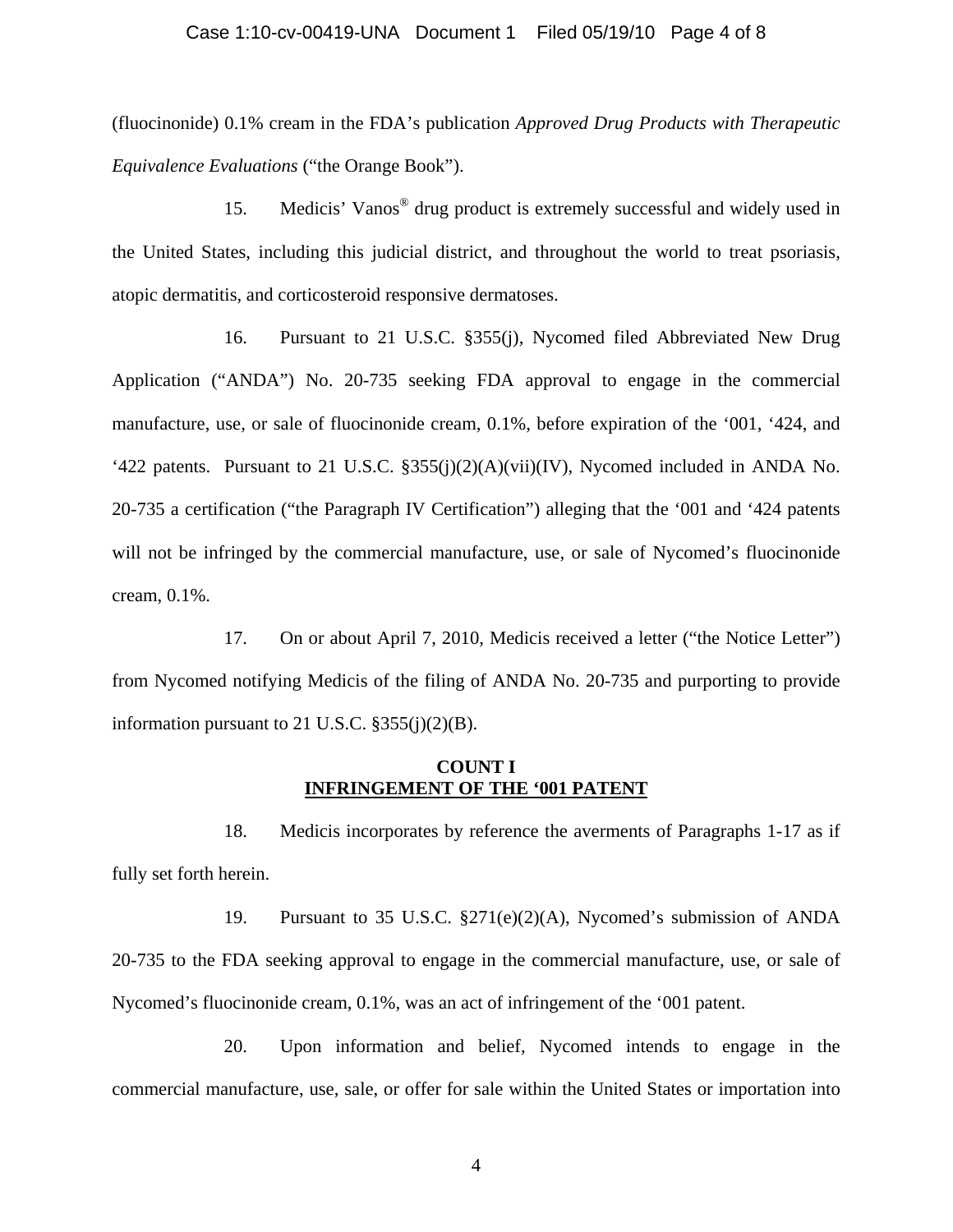(fluocinonide) 0.1% cream in the FDA's publication *Approved Drug Products with Therapeutic Equivalence Evaluations* ("the Orange Book").

15. Medicis' Vanos® drug product is extremely successful and widely used in the United States, including this judicial district, and throughout the world to treat psoriasis, atopic dermatitis, and corticosteroid responsive dermatoses.

16. Pursuant to 21 U.S.C. §355(j), Nycomed filed Abbreviated New Drug Application ("ANDA") No. 20-735 seeking FDA approval to engage in the commercial manufacture, use, or sale of fluocinonide cream, 0.1%, before expiration of the '001, '424, and '422 patents. Pursuant to 21 U.S.C. §355(j)(2)(A)(vii)(IV), Nycomed included in ANDA No. 20-735 a certification ("the Paragraph IV Certification") alleging that the '001 and '424 patents will not be infringed by the commercial manufacture, use, or sale of Nycomed's fluocinonide cream, 0.1%.

17. On or about April 7, 2010, Medicis received a letter ("the Notice Letter") from Nycomed notifying Medicis of the filing of ANDA No. 20-735 and purporting to provide information pursuant to 21 U.S.C. §355(j)(2)(B).

**COUNT I**
**INFRINGEMENT OF THE '001 PATENT**

18. Medicis incorporates by reference the averments of Paragraphs 1-17 as if fully set forth herein.

19. Pursuant to 35 U.S.C. §271(e)(2)(A), Nycomed's submission of ANDA 20-735 to the FDA seeking approval to engage in the commercial manufacture, use, or sale of Nycomed's fluocinonide cream, 0.1%, was an act of infringement of the '001 patent.

20. Upon information and belief, Nycomed intends to engage in the commercial manufacture, use, sale, or offer for sale within the United States or importation into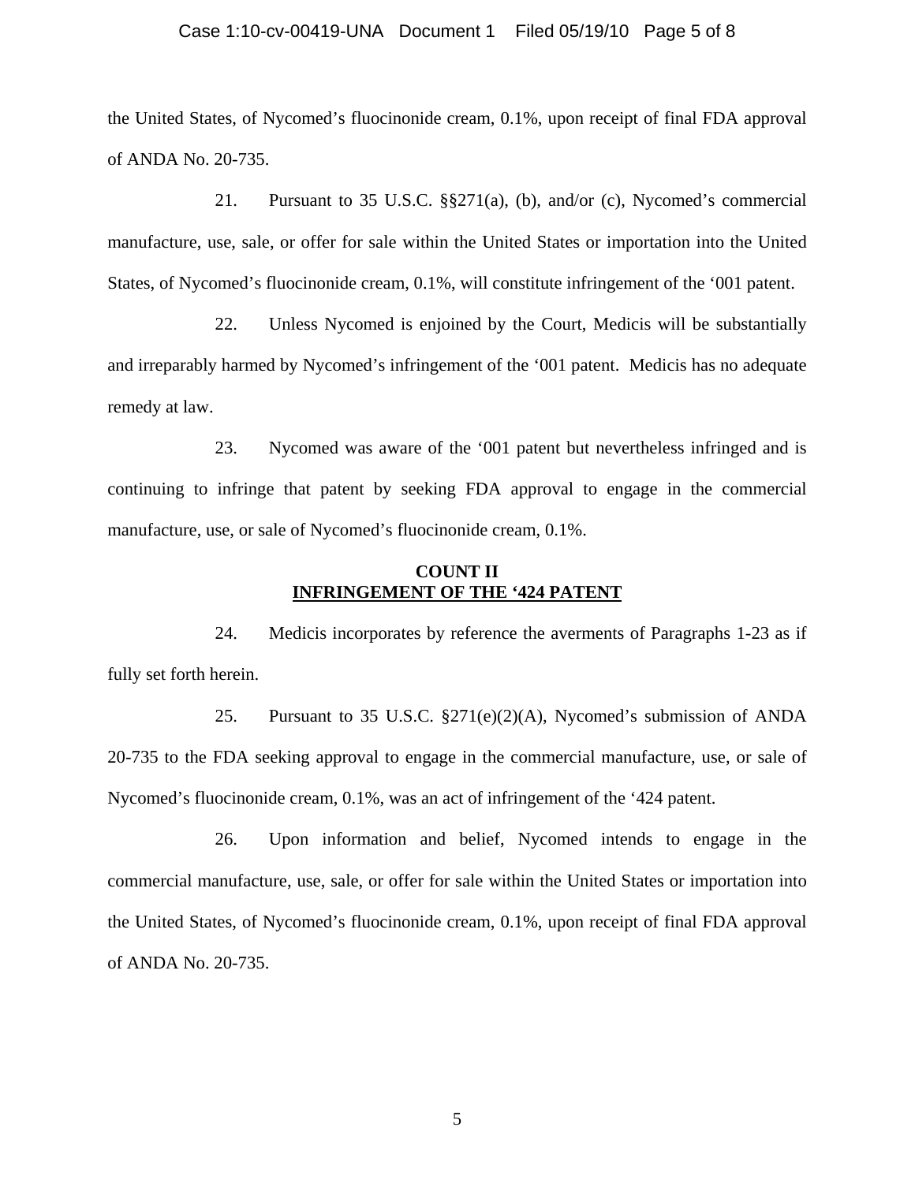the United States, of Nycomed's fluocinonide cream, 0.1%, upon receipt of final FDA approval of ANDA No. 20-735.

21. Pursuant to 35 U.S.C. §§271(a), (b), and/or (c), Nycomed's commercial manufacture, use, sale, or offer for sale within the United States or importation into the United States, of Nycomed's fluocinonide cream, 0.1%, will constitute infringement of the '001 patent.

22. Unless Nycomed is enjoined by the Court, Medicis will be substantially and irreparably harmed by Nycomed's infringement of the '001 patent. Medicis has no adequate remedy at law.

23. Nycomed was aware of the '001 patent but nevertheless infringed and is continuing to infringe that patent by seeking FDA approval to engage in the commercial manufacture, use, or sale of Nycomed's fluocinonide cream, 0.1%.

**COUNT II**
**INFRINGEMENT OF THE '424 PATENT**

24. Medicis incorporates by reference the averments of Paragraphs 1-23 as if fully set forth herein.

25. Pursuant to 35 U.S.C. §271(e)(2)(A), Nycomed's submission of ANDA 20-735 to the FDA seeking approval to engage in the commercial manufacture, use, or sale of Nycomed's fluocinonide cream, 0.1%, was an act of infringement of the '424 patent.

26. Upon information and belief, Nycomed intends to engage in the commercial manufacture, use, sale, or offer for sale within the United States or importation into the United States, of Nycomed's fluocinonide cream, 0.1%, upon receipt of final FDA approval of ANDA No. 20-735.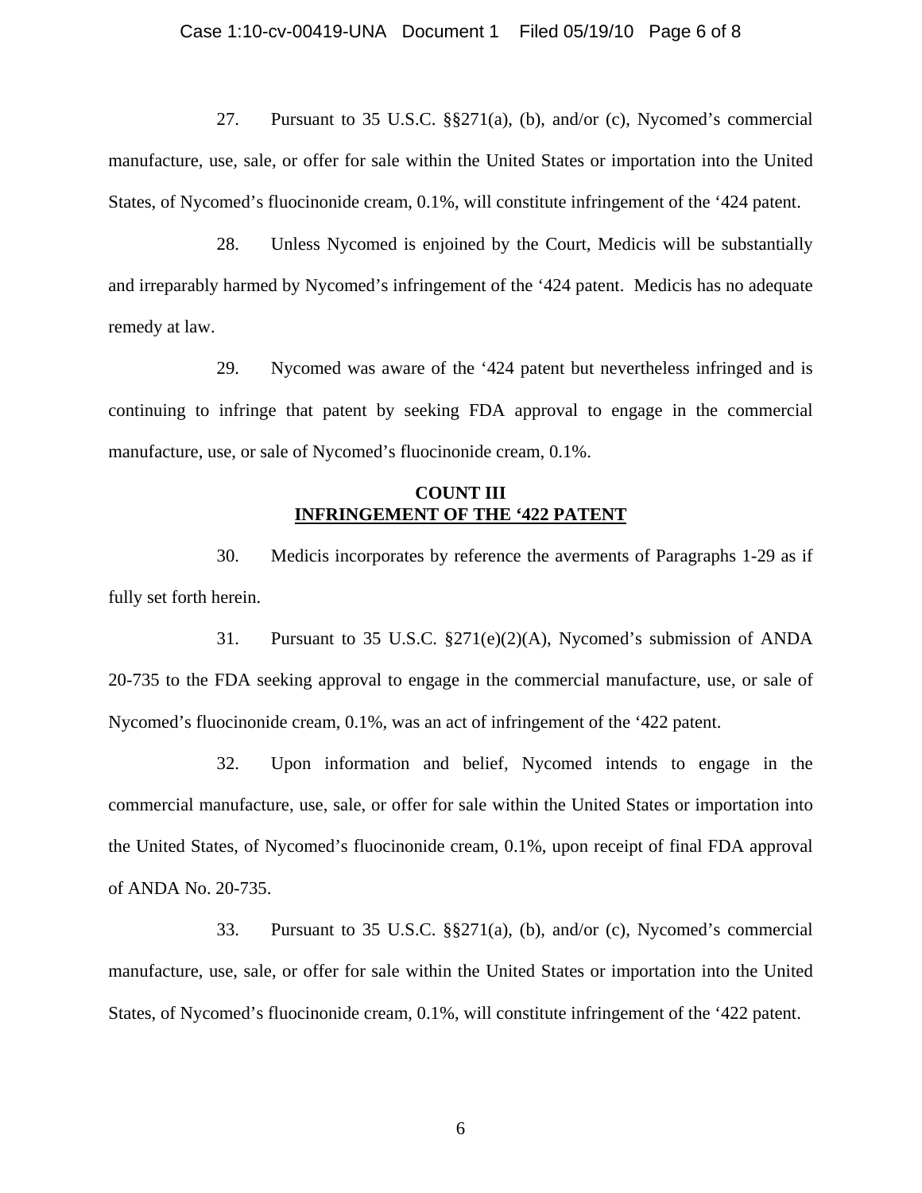27. Pursuant to 35 U.S.C. §§271(a), (b), and/or (c), Nycomed's commercial manufacture, use, sale, or offer for sale within the United States or importation into the United States, of Nycomed's fluocinonide cream, 0.1%, will constitute infringement of the '424 patent.

28. Unless Nycomed is enjoined by the Court, Medicis will be substantially and irreparably harmed by Nycomed's infringement of the '424 patent. Medicis has no adequate remedy at law.

29. Nycomed was aware of the '424 patent but nevertheless infringed and is continuing to infringe that patent by seeking FDA approval to engage in the commercial manufacture, use, or sale of Nycomed's fluocinonide cream, 0.1%.

**COUNT III**
**INFRINGEMENT OF THE '422 PATENT**

30. Medicis incorporates by reference the averments of Paragraphs 1-29 as if fully set forth herein.

31. Pursuant to 35 U.S.C. §271(e)(2)(A), Nycomed's submission of ANDA 20-735 to the FDA seeking approval to engage in the commercial manufacture, use, or sale of Nycomed's fluocinonide cream, 0.1%, was an act of infringement of the '422 patent.

32. Upon information and belief, Nycomed intends to engage in the commercial manufacture, use, sale, or offer for sale within the United States or importation into the United States, of Nycomed's fluocinonide cream, 0.1%, upon receipt of final FDA approval of ANDA No. 20-735.

33. Pursuant to 35 U.S.C. §§271(a), (b), and/or (c), Nycomed's commercial manufacture, use, sale, or offer for sale within the United States or importation into the United States, of Nycomed's fluocinonide cream, 0.1%, will constitute infringement of the '422 patent.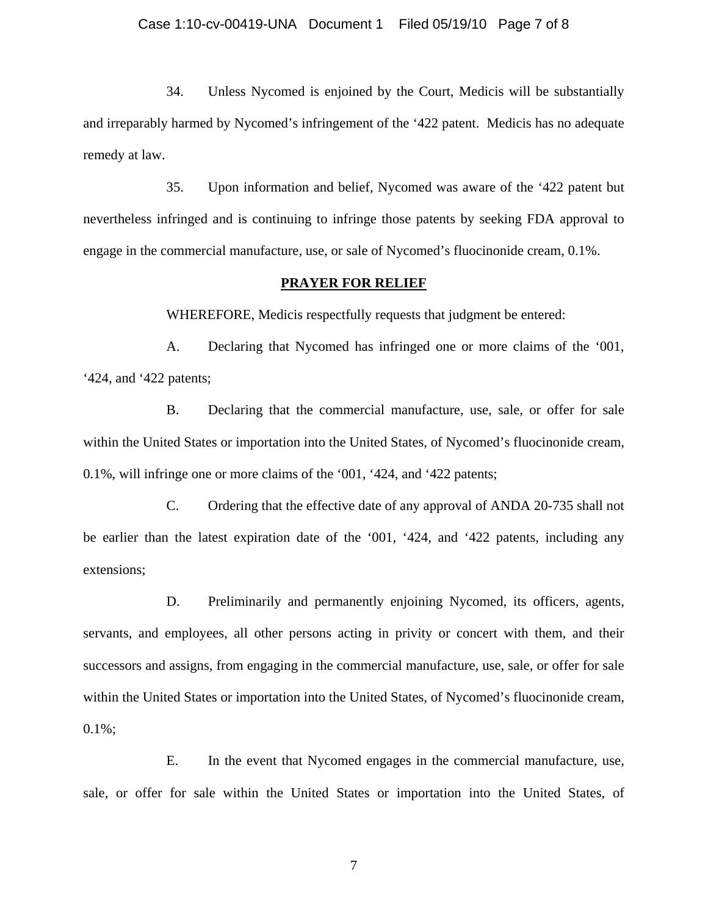34. Unless Nycomed is enjoined by the Court, Medicis will be substantially and irreparably harmed by Nycomed's infringement of the '422 patent. Medicis has no adequate remedy at law.

35. Upon information and belief, Nycomed was aware of the '422 patent but nevertheless infringed and is continuing to infringe those patents by seeking FDA approval to engage in the commercial manufacture, use, or sale of Nycomed's fluocinonide cream, 0.1%.

**PRAYER FOR RELIEF**

WHEREFORE, Medicis respectfully requests that judgment be entered:

A. Declaring that Nycomed has infringed one or more claims of the '001, '424, and '422 patents;

B. Declaring that the commercial manufacture, use, sale, or offer for sale within the United States or importation into the United States, of Nycomed's fluocinonide cream, 0.1%, will infringe one or more claims of the '001, '424, and '422 patents;

C. Ordering that the effective date of any approval of ANDA 20-735 shall not be earlier than the latest expiration date of the '001, '424, and '422 patents, including any extensions;

D. Preliminarily and permanently enjoining Nycomed, its officers, agents, servants, and employees, all other persons acting in privity or concert with them, and their successors and assigns, from engaging in the commercial manufacture, use, sale, or offer for sale within the United States or importation into the United States, of Nycomed's fluocinonide cream, 0.1%;

E. In the event that Nycomed engages in the commercial manufacture, use, sale, or offer for sale within the United States or importation into the United States, of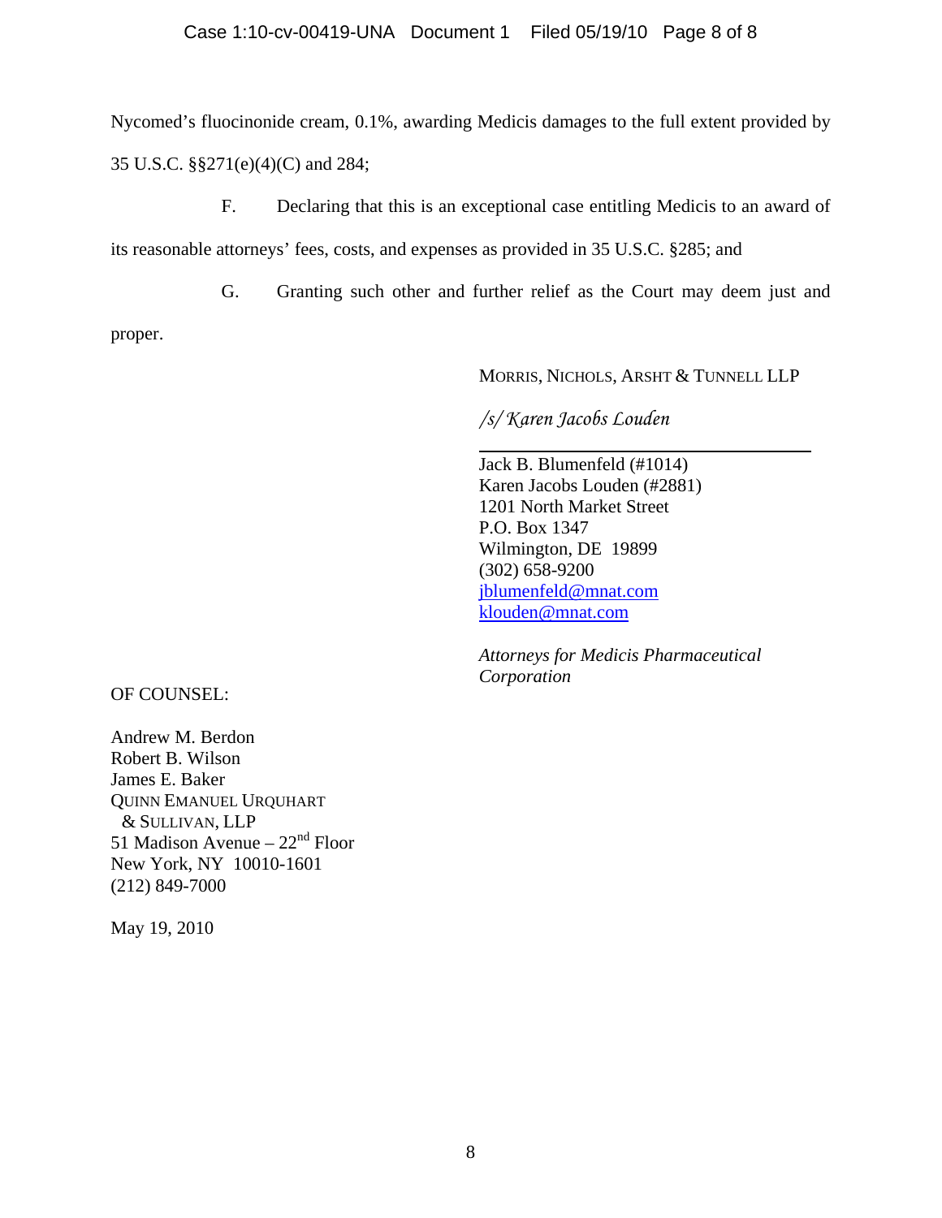Nycomed's fluocinonide cream, 0.1%, awarding Medicis damages to the full extent provided by 35 U.S.C. §§271(e)(4)(C) and 284;

F. Declaring that this is an exceptional case entitling Medicis to an award of its reasonable attorneys' fees, costs, and expenses as provided in 35 U.S.C. §285; and

G. Granting such other and further relief as the Court may deem just and proper.

MORRIS, NICHOLS, ARSHT & TUNNELL LLP

*/s/ Karen Jacobs Louden*

Jack B. Blumenfeld (#1014)
Karen Jacobs Louden (#2881)
1201 North Market Street
P.O. Box 1347
Wilmington, DE 19899
(302) 658-9200
jblumenfeld@mnat.com
klouden@mnat.com

*Attorneys for Medicis Pharmaceutical Corporation*

OF COUNSEL:

Andrew M. Berdon
Robert B. Wilson
James E. Baker
QUINN EMANUEL URQUHART & SULLIVAN, LLP
51 Madison Avenue – 22nd Floor
New York, NY 10010-1601
(212) 849-7000

May 19, 2010